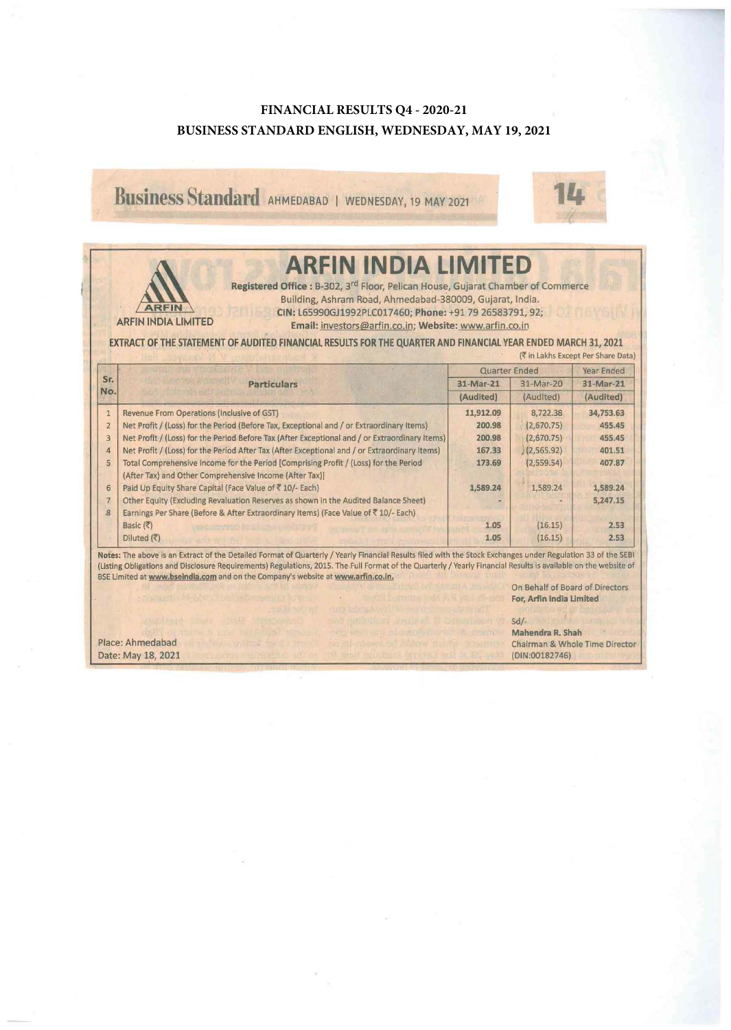# FINANCIAL RESULTS Q4 - 2020-21

## BUSINESS STANDARD ENGLISH, WEDNESDAY, MAY 19, 2021

**Business Standard** AHMEDABAD | WEDNESDAY, 19 MAY 2021

# ARFIN INDIA LIMITED

ARFIN INDIA LIMITED

**Registered Office :** B-302, 3rd Floor, Pelican House, Gujarat Chamber of Commerce Building, Ashram Road, Ahmedabad-380009, Gujarat, India.
**CIN:** L65990GJ1992PLC017460; **Phone:** +91 79 26583791, 92;
**Email:** investors@arfin.co.in; **Website:** www.arfin.co.in

**EXTRACT OF THE STATEMENT OF AUDITED FINANCIAL RESULTS FOR THE QUARTER AND FINANCIAL YEAR ENDED MARCH 31, 2021**

(₹ in Lakhs Except Per Share Data)

| Sr. No. | Particulars | Quarter Ended | | Year Ended |
|---|---|---|---|---|
| | | 31-Mar-21 | 31-Mar-20 | 31-Mar-21 |
| | | (Audited) | (Audited) | (Audited) |
| 1 | Revenue From Operations (Inclusive of GST) | 11,912.09 | 8,722.38 | 34,753.63 |
| 2 | Net Profit / (Loss) for the Period (Before Tax, Exceptional and / or Extraordinary Items) | 200.98 | (2,670.75) | 455.45 |
| 3 | Net Profit / (Loss) for the Period Before Tax (After Exceptional and / or Extraordinary Items) | 200.98 | (2,670.75) | 455.45 |
| 4 | Net Profit / (Loss) for the Period After Tax (After Exceptional and / or Extraordinary Items) | 167.33 | (2,565.92) | 401.51 |
| 5 | Total Comprehensive Income for the Period [Comprising Profit / (Loss) for the Period (After Tax) and Other Comprehensive Income (After Tax)] | 173.69 | (2,559.54) | 407.87 |
| 6 | Paid Up Equity Share Capital (Face Value of ₹ 10/- Each) | 1,589.24 | 1,589.24 | 1,589.24 |
| 7 | Other Equity (Excluding Revaluation Reserves as shown in the Audited Balance Sheet) | - | - | 5,247.15 |
| 8 | Earnings Per Share (Before & After Extraordinary Items) (Face Value of ₹ 10/- Each) | | | |
| | Basic (₹) | 1.05 | (16.15) | 2.53 |
| | Diluted (₹) | 1.05 | (16.15) | 2.53 |

**Notes:** The above is an Extract of the Detailed Format of Quarterly / Yearly Financial Results filed with the Stock Exchanges under Regulation 33 of the SEBI (Listing Obligations and Disclosure Requirements) Regulations, 2015. The Full Format of the Quarterly / Yearly Financial Results is available on the website of BSE Limited at **www.bseindia.com** and on the Company's website at **www.arfin.co.in.**

On Behalf of Board of Directors
**For, Arfin India Limited**

Sd/-
**Mahendra R. Shah**
Chairman & Whole Time Director
(DIN:00182746)

Place: Ahmedabad
Date: May 18, 2021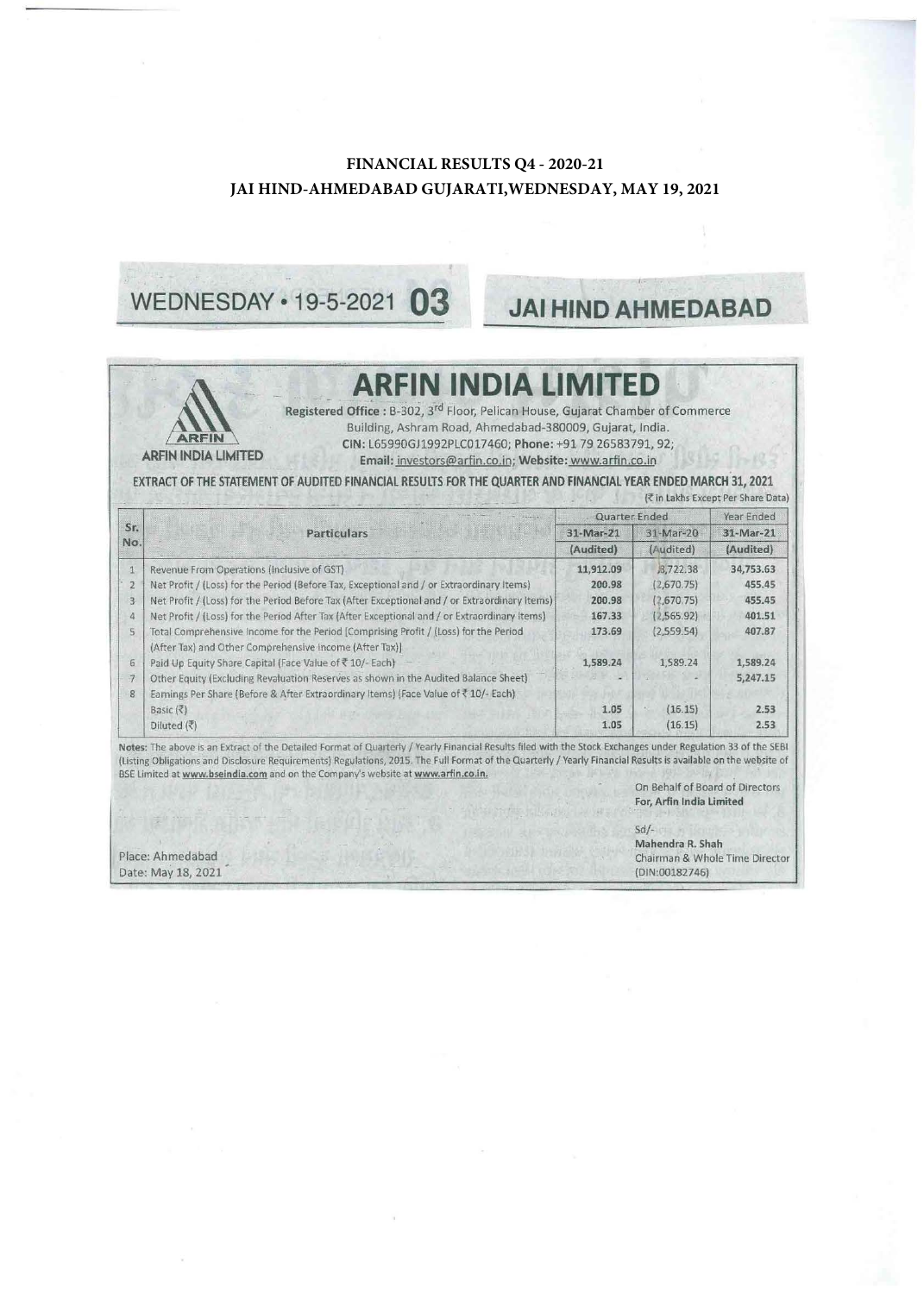**FINANCIAL RESULTS Q4 - 2020-21**

**JAI HIND-AHMEDABAD GUJARATI,WEDNESDAY, MAY 19, 2021**

WEDNESDAY • 19-5-2021 **03** **JAI HIND AHMEDABAD**

ARFIN INDIA LIMITED

# ARFIN INDIA LIMITED

**Registered Office :** B-302, 3rd Floor, Pelican House, Gujarat Chamber of Commerce Building, Ashram Road, Ahmedabad-380009, Gujarat, India.
**CIN:** L65990GJ1992PLC017460; **Phone:** +91 79 26583791, 92;
**Email:** investors@arfin.co.in; **Website:** www.arfin.co.in

**EXTRACT OF THE STATEMENT OF AUDITED FINANCIAL RESULTS FOR THE QUARTER AND FINANCIAL YEAR ENDED MARCH 31, 2021**

(₹ in Lakhs Except Per Share Data)

| Sr. No. | Particulars | Quarter Ended | | Year Ended |
|---|---|---|---|---|
| | | 31-Mar-21 | 31-Mar-20 | 31-Mar-21 |
| | | (Audited) | (Audited) | (Audited) |
| 1 | Revenue From Operations (Inclusive of GST) | 11,912.09 | 8,722.38 | 34,753.63 |
| 2 | Net Profit / (Loss) for the Period (Before Tax, Exceptional and / or Extraordinary Items) | 200.98 | (2,670.75) | 455.45 |
| 3 | Net Profit / (Loss) for the Period Before Tax (After Exceptional and / or Extraordinary Items) | 200.98 | (2,670.75) | 455.45 |
| 4 | Net Profit / (Loss) for the Period After Tax (After Exceptional and / or Extraordinary Items) | 167.33 | (2,565.92) | 401.51 |
| 5 | Total Comprehensive Income for the Period [Comprising Profit / (Loss) for the Period (After Tax) and Other Comprehensive Income (After Tax)] | 173.69 | (2,559.54) | 407.87 |
| 6 | Paid Up Equity Share Capital (Face Value of ₹ 10/- Each) | 1,589.24 | 1,589.24 | 1,589.24 |
| 7 | Other Equity (Excluding Revaluation Reserves as shown in the Audited Balance Sheet) | - | - | 5,247.15 |
| 8 | Earnings Per Share (Before & After Extraordinary Items) (Face Value of ₹ 10/- Each) | | | |
| | Basic (₹) | 1.05 | (16.15) | 2.53 |
| | Diluted (₹) | 1.05 | (16.15) | 2.53 |

**Notes:** The above is an Extract of the Detailed Format of Quarterly / Yearly Financial Results filed with the Stock Exchanges under Regulation 33 of the SEBI (Listing Obligations and Disclosure Requirements) Regulations, 2015. The Full Format of the Quarterly / Yearly Financial Results is available on the website of BSE Limited at **www.bseindia.com** and on the Company's website at **www.arfin.co.in.**

On Behalf of Board of Directors
**For, Arfin India Limited**

Sd/-
**Mahendra R. Shah**
Chairman & Whole Time Director
(DIN:00182746)

Place: Ahmedabad
Date: May 18, 2021